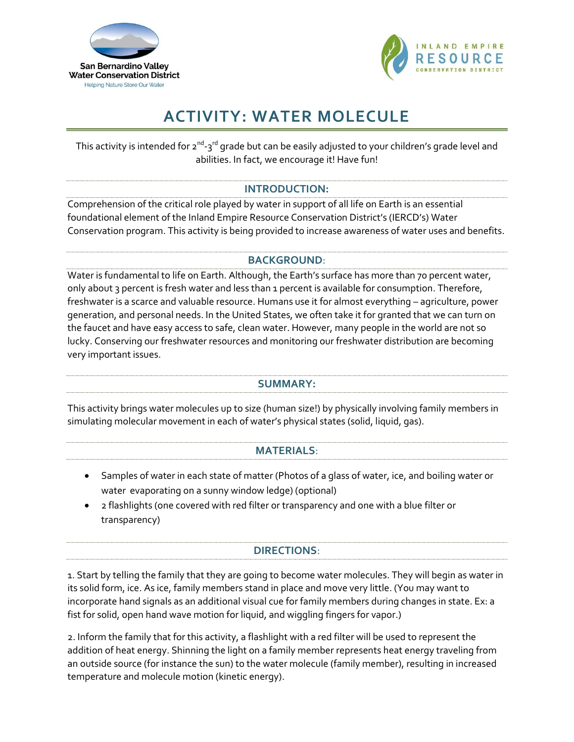San Bernardino Valley Water Conservation District
Helping Nature Store Our Water

INLAND EMPIRE RESOURCE CONSERVATION DISTRICT

# ACTIVITY: WATER MOLECULE

This activity is intended for 2nd-3rd grade but can be easily adjusted to your children's grade level and abilities. In fact, we encourage it! Have fun!

## INTRODUCTION:

Comprehension of the critical role played by water in support of all life on Earth is an essential foundational element of the Inland Empire Resource Conservation District's (IERCD's) Water Conservation program. This activity is being provided to increase awareness of water uses and benefits.

## BACKGROUND:

Water is fundamental to life on Earth. Although, the Earth's surface has more than 70 percent water, only about 3 percent is fresh water and less than 1 percent is available for consumption. Therefore, freshwater is a scarce and valuable resource. Humans use it for almost everything – agriculture, power generation, and personal needs. In the United States, we often take it for granted that we can turn on the faucet and have easy access to safe, clean water. However, many people in the world are not so lucky. Conserving our freshwater resources and monitoring our freshwater distribution are becoming very important issues.

## SUMMARY:

This activity brings water molecules up to size (human size!) by physically involving family members in simulating molecular movement in each of water's physical states (solid, liquid, gas).

## MATERIALS:

- Samples of water in each state of matter (Photos of a glass of water, ice, and boiling water or water evaporating on a sunny window ledge) (optional)
- 2 flashlights (one covered with red filter or transparency and one with a blue filter or transparency)

## DIRECTIONS:

1. Start by telling the family that they are going to become water molecules. They will begin as water in its solid form, ice. As ice, family members stand in place and move very little. (You may want to incorporate hand signals as an additional visual cue for family members during changes in state. Ex: a fist for solid, open hand wave motion for liquid, and wiggling fingers for vapor.)

2. Inform the family that for this activity, a flashlight with a red filter will be used to represent the addition of heat energy. Shinning the light on a family member represents heat energy traveling from an outside source (for instance the sun) to the water molecule (family member), resulting in increased temperature and molecule motion (kinetic energy).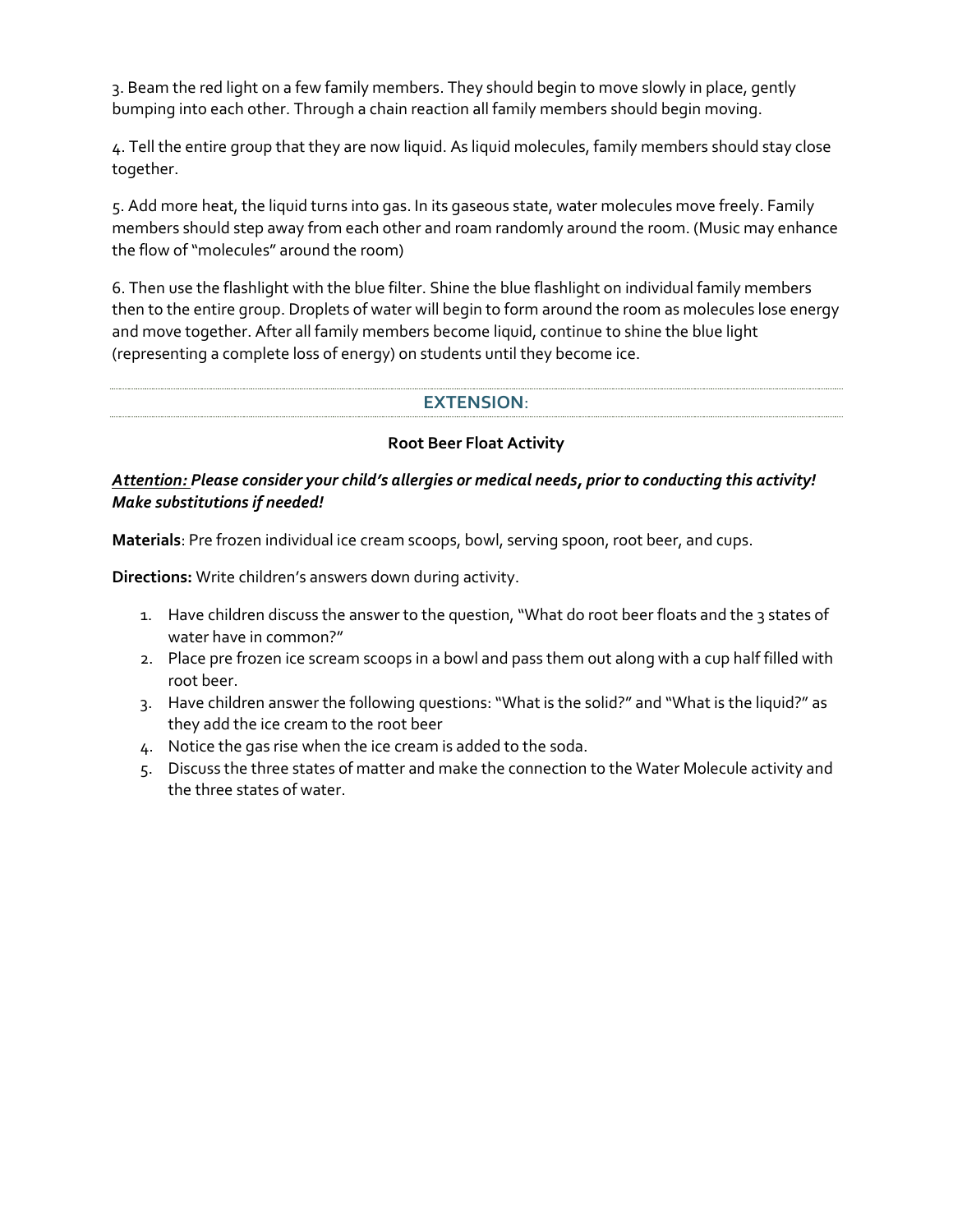3. Beam the red light on a few family members. They should begin to move slowly in place, gently bumping into each other. Through a chain reaction all family members should begin moving.

4. Tell the entire group that they are now liquid. As liquid molecules, family members should stay close together.

5. Add more heat, the liquid turns into gas. In its gaseous state, water molecules move freely. Family members should step away from each other and roam randomly around the room. (Music may enhance the flow of "molecules" around the room)

6. Then use the flashlight with the blue filter. Shine the blue flashlight on individual family members then to the entire group. Droplets of water will begin to form around the room as molecules lose energy and move together. After all family members become liquid, continue to shine the blue light (representing a complete loss of energy) on students until they become ice.

## EXTENSION:

**Root Beer Float Activity**

***<u>Attention:</u> Please consider your child's allergies or medical needs, prior to conducting this activity! Make substitutions if needed!***

**Materials**: Pre frozen individual ice cream scoops, bowl, serving spoon, root beer, and cups.

**Directions:** Write children's answers down during activity.

1. Have children discuss the answer to the question, "What do root beer floats and the 3 states of water have in common?"
2. Place pre frozen ice scream scoops in a bowl and pass them out along with a cup half filled with root beer.
3. Have children answer the following questions: "What is the solid?" and "What is the liquid?" as they add the ice cream to the root beer
4. Notice the gas rise when the ice cream is added to the soda.
5. Discuss the three states of matter and make the connection to the Water Molecule activity and the three states of water.